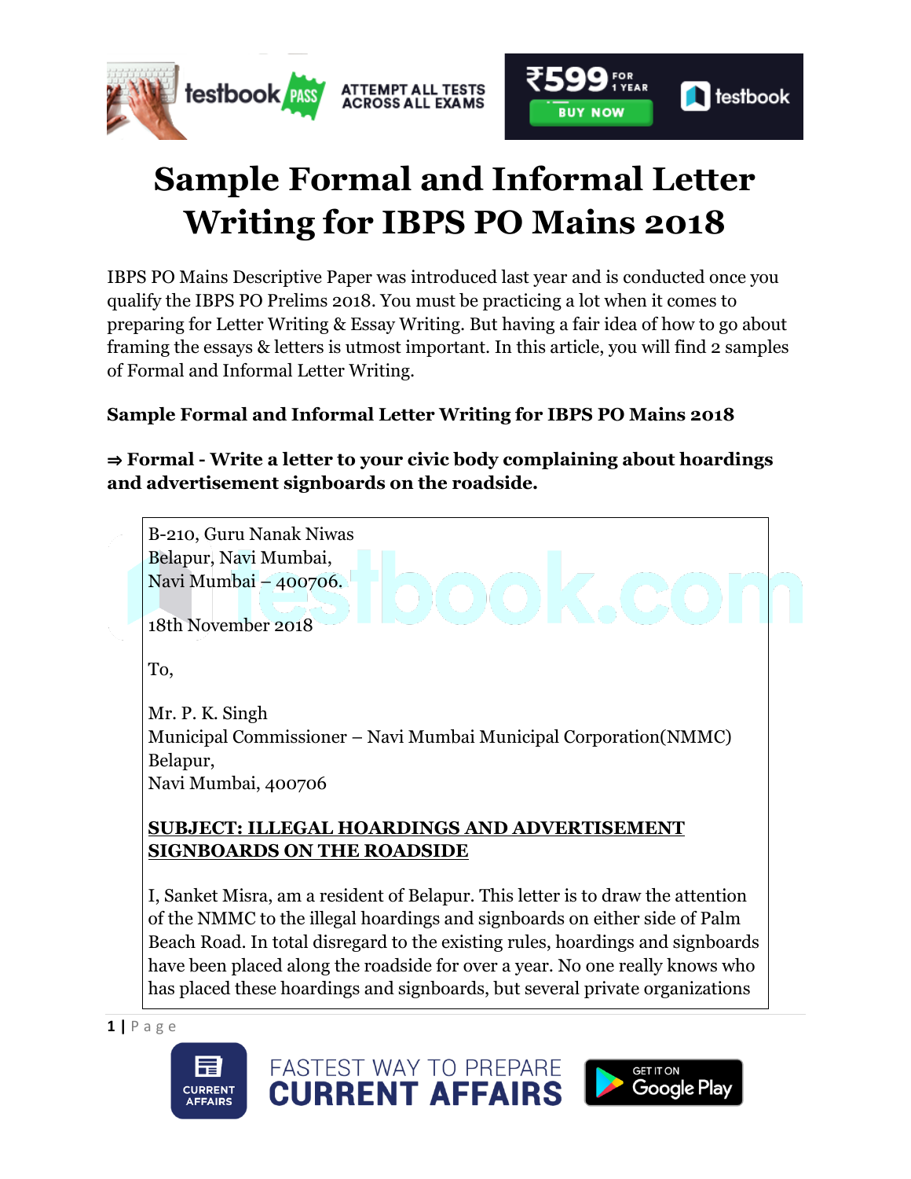# Sample Formal and Informal Letter Writing for IBPS PO Mains 2018

IBPS PO Mains Descriptive Paper was introduced last year and is conducted once you qualify the IBPS PO Prelims 2018. You must be practicing a lot when it comes to preparing for Letter Writing & Essay Writing. But having a fair idea of how to go about framing the essays & letters is utmost important. In this article, you will find 2 samples of Formal and Informal Letter Writing.

**Sample Formal and Informal Letter Writing for IBPS PO Mains 2018**

**⇒ Formal - Write a letter to your civic body complaining about hoardings and advertisement signboards on the roadside.**

B-210, Guru Nanak Niwas
Belapur, Navi Mumbai,
Navi Mumbai – 400706.

18th November 2018

To,

Mr. P. K. Singh
Municipal Commissioner – Navi Mumbai Municipal Corporation(NMMC)
Belapur,
Navi Mumbai, 400706

**SUBJECT: ILLEGAL HOARDINGS AND ADVERTISEMENT SIGNBOARDS ON THE ROADSIDE**

I, Sanket Misra, am a resident of Belapur. This letter is to draw the attention of the NMMC to the illegal hoardings and signboards on either side of Palm Beach Road. In total disregard to the existing rules, hoardings and signboards have been placed along the roadside for over a year. No one really knows who has placed these hoardings and signboards, but several private organizations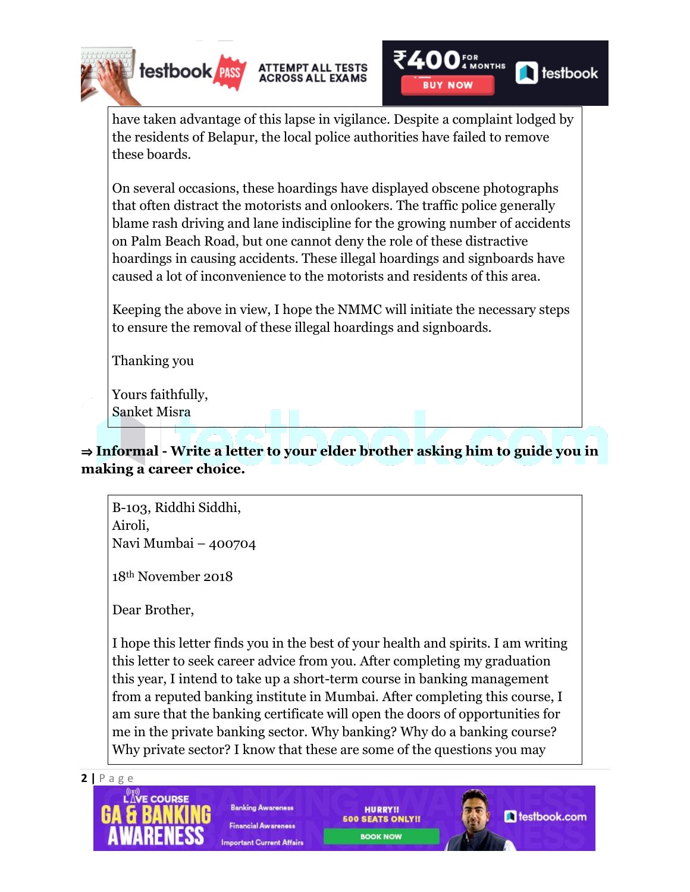have taken advantage of this lapse in vigilance. Despite a complaint lodged by the residents of Belapur, the local police authorities have failed to remove these boards.

On several occasions, these hoardings have displayed obscene photographs that often distract the motorists and onlookers. The traffic police generally blame rash driving and lane indiscipline for the growing number of accidents on Palm Beach Road, but one cannot deny the role of these distractive hoardings in causing accidents. These illegal hoardings and signboards have caused a lot of inconvenience to the motorists and residents of this area.

Keeping the above in view, I hope the NMMC will initiate the necessary steps to ensure the removal of these illegal hoardings and signboards.

Thanking you

Yours faithfully,
Sanket Misra

**⇒ Informal - Write a letter to your elder brother asking him to guide you in making a career choice.**

B-103, Riddhi Siddhi,
Airoli,
Navi Mumbai – 400704

18th November 2018

Dear Brother,

I hope this letter finds you in the best of your health and spirits. I am writing this letter to seek career advice from you. After completing my graduation this year, I intend to take up a short-term course in banking management from a reputed banking institute in Mumbai. After completing this course, I am sure that the banking certificate will open the doors of opportunities for me in the private banking sector. Why banking? Why do a banking course? Why private sector? I know that these are some of the questions you may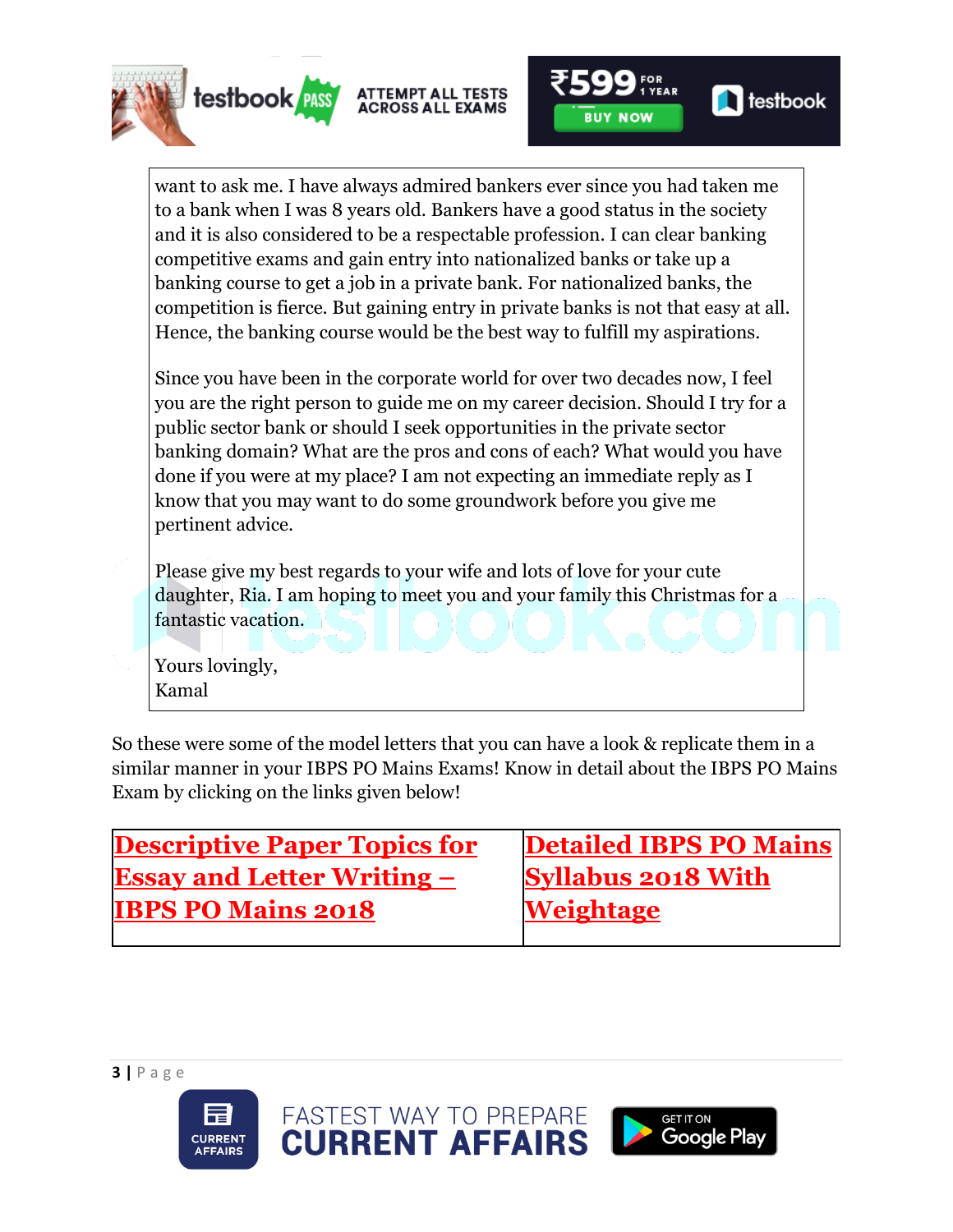want to ask me. I have always admired bankers ever since you had taken me to a bank when I was 8 years old. Bankers have a good status in the society and it is also considered to be a respectable profession. I can clear banking competitive exams and gain entry into nationalized banks or take up a banking course to get a job in a private bank. For nationalized banks, the competition is fierce. But gaining entry in private banks is not that easy at all. Hence, the banking course would be the best way to fulfill my aspirations.

Since you have been in the corporate world for over two decades now, I feel you are the right person to guide me on my career decision. Should I try for a public sector bank or should I seek opportunities in the private sector banking domain? What are the pros and cons of each? What would you have done if you were at my place? I am not expecting an immediate reply as I know that you may want to do some groundwork before you give me pertinent advice.

Please give my best regards to your wife and lots of love for your cute daughter, Ria. I am hoping to meet you and your family this Christmas for a fantastic vacation.

Yours lovingly,
Kamal

So these were some of the model letters that you can have a look & replicate them in a similar manner in your IBPS PO Mains Exams! Know in detail about the IBPS PO Mains Exam by clicking on the links given below!

| **Descriptive Paper Topics for Essay and Letter Writing – IBPS PO Mains 2018** | **Detailed IBPS PO Mains Syllabus 2018 With Weightage** |
|---|---|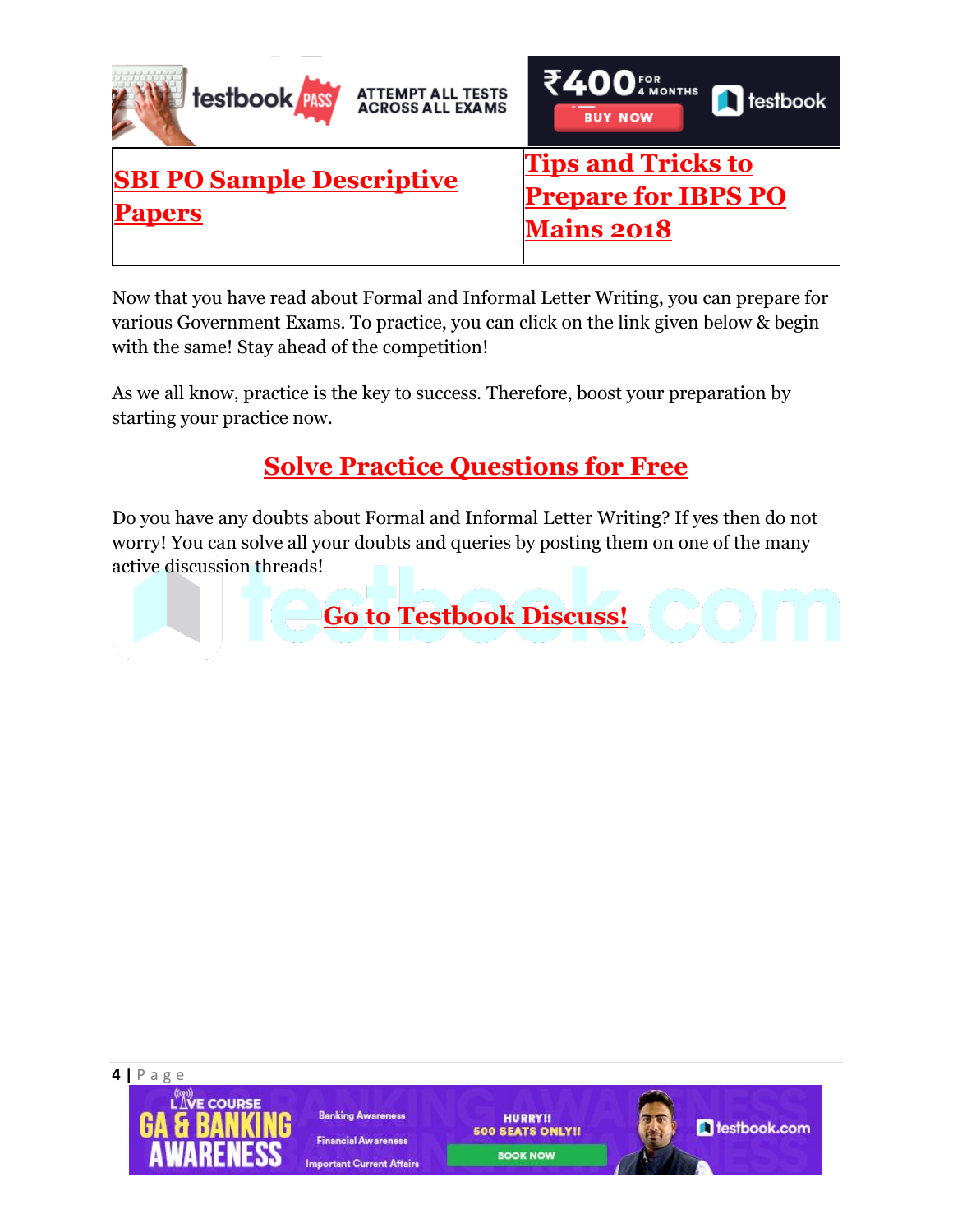| SBI PO Sample Descriptive Papers | Tips and Tricks to Prepare for IBPS PO Mains 2018 |
|---|---|

Now that you have read about Formal and Informal Letter Writing, you can prepare for various Government Exams. To practice, you can click on the link given below & begin with the same! Stay ahead of the competition!

As we all know, practice is the key to success. Therefore, boost your preparation by starting your practice now.

**Solve Practice Questions for Free**

Do you have any doubts about Formal and Informal Letter Writing? If yes then do not worry! You can solve all your doubts and queries by posting them on one of the many active discussion threads!

**Go to Testbook Discuss!**